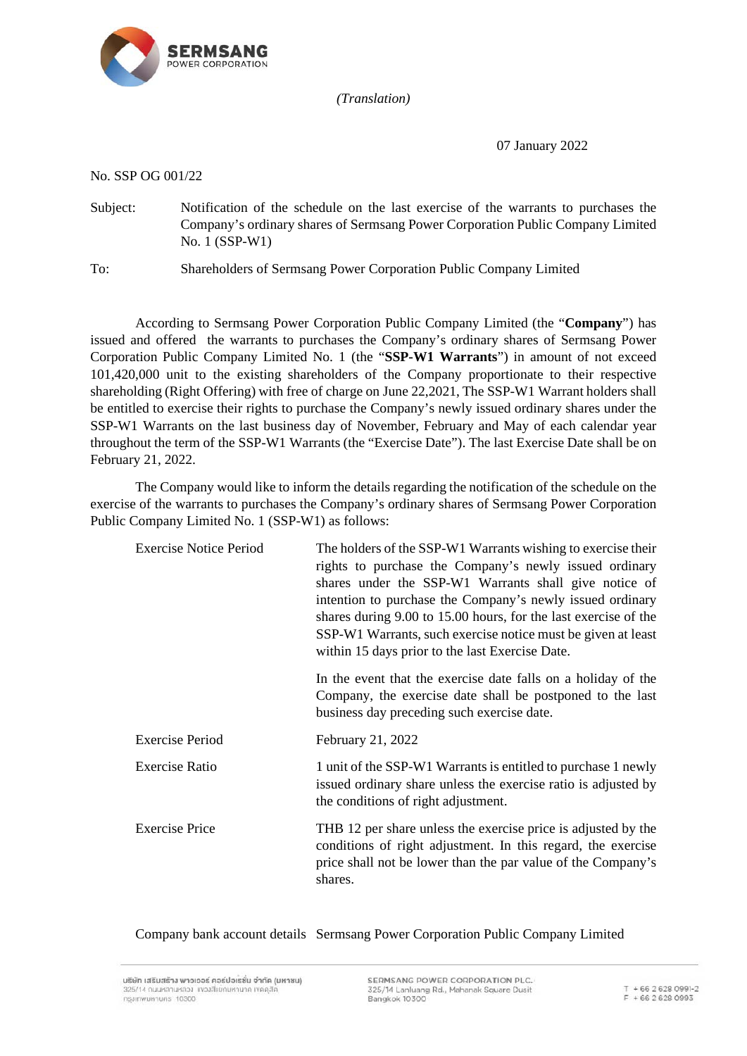*(Translation)*

07 January 2022

No. SSP OG 001/22

Subject: Notification of the schedule on the last exercise of the warrants to purchases the Company's ordinary shares of Sermsang Power Corporation Public Company Limited No. 1 (SSP-W1)

To: Shareholders of Sermsang Power Corporation Public Company Limited

According to Sermsang Power Corporation Public Company Limited (the "**Company**") has issued and offered the warrants to purchases the Company's ordinary shares of Sermsang Power Corporation Public Company Limited No. 1 (the "**SSP-W1 Warrants**") in amount of not exceed 101,420,000 unit to the existing shareholders of the Company proportionate to their respective shareholding (Right Offering) with free of charge on June 22,2021, The SSP-W1 Warrant holders shall be entitled to exercise their rights to purchase the Company's newly issued ordinary shares under the SSP-W1 Warrants on the last business day of November, February and May of each calendar year throughout the term of the SSP-W1 Warrants (the "Exercise Date"). The last Exercise Date shall be on February 21, 2022.

The Company would like to inform the details regarding the notification of the schedule on the exercise of the warrants to purchases the Company's ordinary shares of Sermsang Power Corporation Public Company Limited No. 1 (SSP-W1) as follows:

| | |
|---|---|
| Exercise Notice Period | The holders of the SSP-W1 Warrants wishing to exercise their rights to purchase the Company's newly issued ordinary shares under the SSP-W1 Warrants shall give notice of intention to purchase the Company's newly issued ordinary shares during 9.00 to 15.00 hours, for the last exercise of the SSP-W1 Warrants, such exercise notice must be given at least within 15 days prior to the last Exercise Date.<br><br>In the event that the exercise date falls on a holiday of the Company, the exercise date shall be postponed to the last business day preceding such exercise date. |
| Exercise Period | February 21, 2022 |
| Exercise Ratio | 1 unit of the SSP-W1 Warrants is entitled to purchase 1 newly issued ordinary share unless the exercise ratio is adjusted by the conditions of right adjustment. |
| Exercise Price | THB 12 per share unless the exercise price is adjusted by the conditions of right adjustment. In this regard, the exercise price shall not be lower than the par value of the Company's shares. |
| Company bank account details | Sermsang Power Corporation Public Company Limited |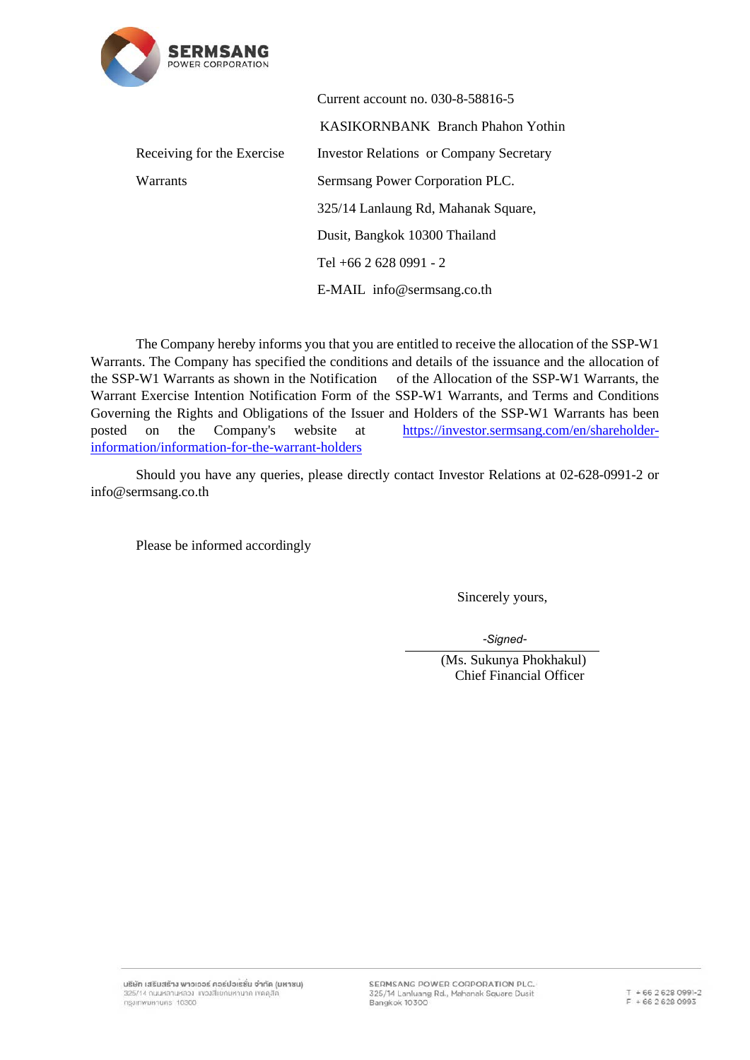| | |
|---|---|
| | Current account no. 030-8-58816-5 |
| | KASIKORNBANK Branch Phahon Yothin |
| Receiving for the Exercise Warrants | Investor Relations or Company Secretary |
| | Sermsang Power Corporation PLC. |
| | 325/14 Lanlaung Rd, Mahanak Square, |
| | Dusit, Bangkok 10300 Thailand |
| | Tel +66 2 628 0991 - 2 |
| | E-MAIL info@sermsang.co.th |

The Company hereby informs you that you are entitled to receive the allocation of the SSP-W1 Warrants. The Company has specified the conditions and details of the issuance and the allocation of the SSP-W1 Warrants as shown in the Notification of the Allocation of the SSP-W1 Warrants, the Warrant Exercise Intention Notification Form of the SSP-W1 Warrants, and Terms and Conditions Governing the Rights and Obligations of the Issuer and Holders of the SSP-W1 Warrants has been posted on the Company's website at https://investor.sermsang.com/en/shareholder-information/information-for-the-warrant-holders

Should you have any queries, please directly contact Investor Relations at 02-628-0991-2 or info@sermsang.co.th

Please be informed accordingly

Sincerely yours,

*-Signed-*

(Ms. Sukunya Phokhakul)
Chief Financial Officer